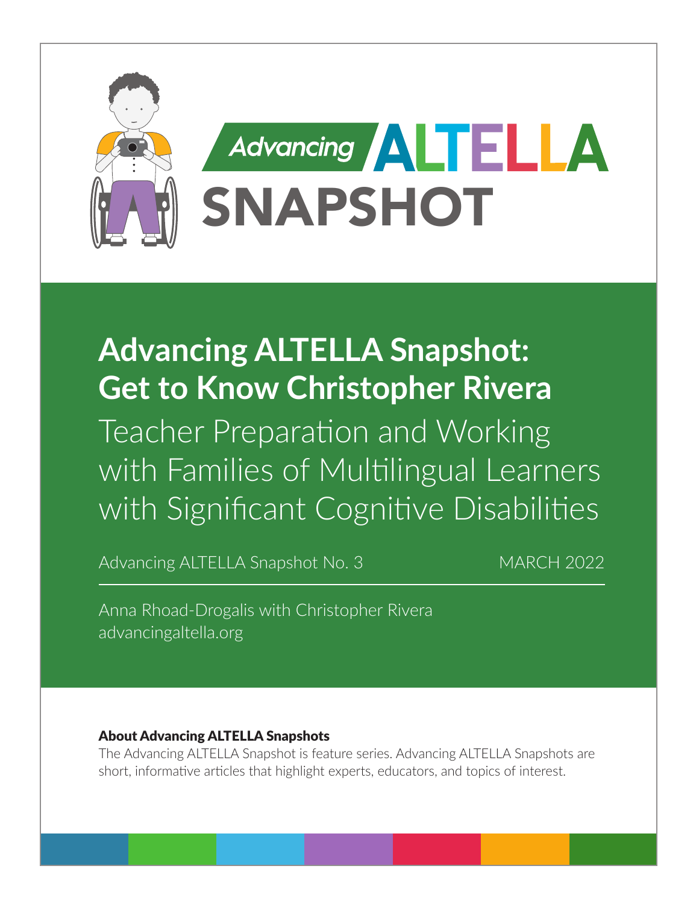Advancing ALTELLA

SNAPSHOT

# Advancing ALTELLA Snapshot: Get to Know Christopher Rivera

## Teacher Preparation and Working with Families of Multilingual Learners with Significant Cognitive Disabilities

Advancing ALTELLA Snapshot No. 3

MARCH 2022

Anna Rhoad-Drogalis with Christopher Rivera
advancingaltella.org

**About Advancing ALTELLA Snapshots**

The Advancing ALTELLA Snapshot is feature series. Advancing ALTELLA Snapshots are short, informative articles that highlight experts, educators, and topics of interest.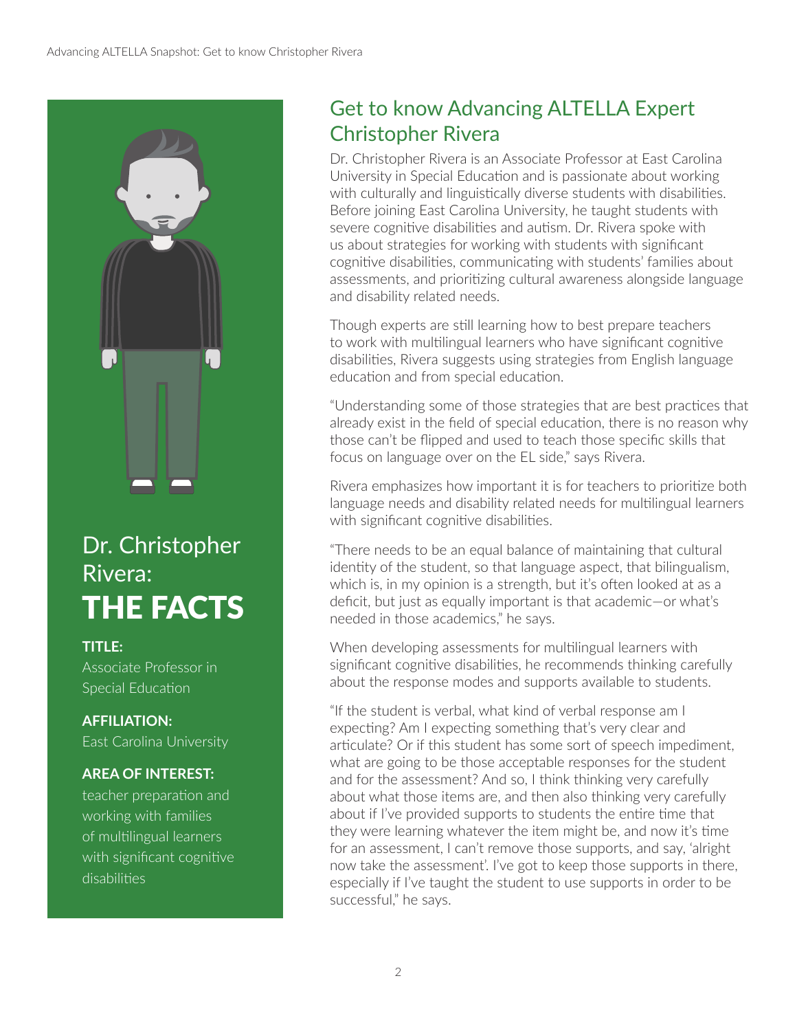## Dr. Christopher Rivera: THE FACTS

**TITLE:**
Associate Professor in Special Education

**AFFILIATION:**
East Carolina University

**AREA OF INTEREST:**
teacher preparation and working with families of multilingual learners with significant cognitive disabilities

## Get to know Advancing ALTELLA Expert Christopher Rivera

Dr. Christopher Rivera is an Associate Professor at East Carolina University in Special Education and is passionate about working with culturally and linguistically diverse students with disabilities. Before joining East Carolina University, he taught students with severe cognitive disabilities and autism. Dr. Rivera spoke with us about strategies for working with students with significant cognitive disabilities, communicating with students' families about assessments, and prioritizing cultural awareness alongside language and disability related needs.

Though experts are still learning how to best prepare teachers to work with multilingual learners who have significant cognitive disabilities, Rivera suggests using strategies from English language education and from special education.

"Understanding some of those strategies that are best practices that already exist in the field of special education, there is no reason why those can't be flipped and used to teach those specific skills that focus on language over on the EL side," says Rivera.

Rivera emphasizes how important it is for teachers to prioritize both language needs and disability related needs for multilingual learners with significant cognitive disabilities.

"There needs to be an equal balance of maintaining that cultural identity of the student, so that language aspect, that bilingualism, which is, in my opinion is a strength, but it's often looked at as a deficit, but just as equally important is that academic—or what's needed in those academics," he says.

When developing assessments for multilingual learners with significant cognitive disabilities, he recommends thinking carefully about the response modes and supports available to students.

"If the student is verbal, what kind of verbal response am I expecting? Am I expecting something that's very clear and articulate? Or if this student has some sort of speech impediment, what are going to be those acceptable responses for the student and for the assessment? And so, I think thinking very carefully about what those items are, and then also thinking very carefully about if I've provided supports to students the entire time that they were learning whatever the item might be, and now it's time for an assessment, I can't remove those supports, and say, 'alright now take the assessment'. I've got to keep those supports in there, especially if I've taught the student to use supports in order to be successful," he says.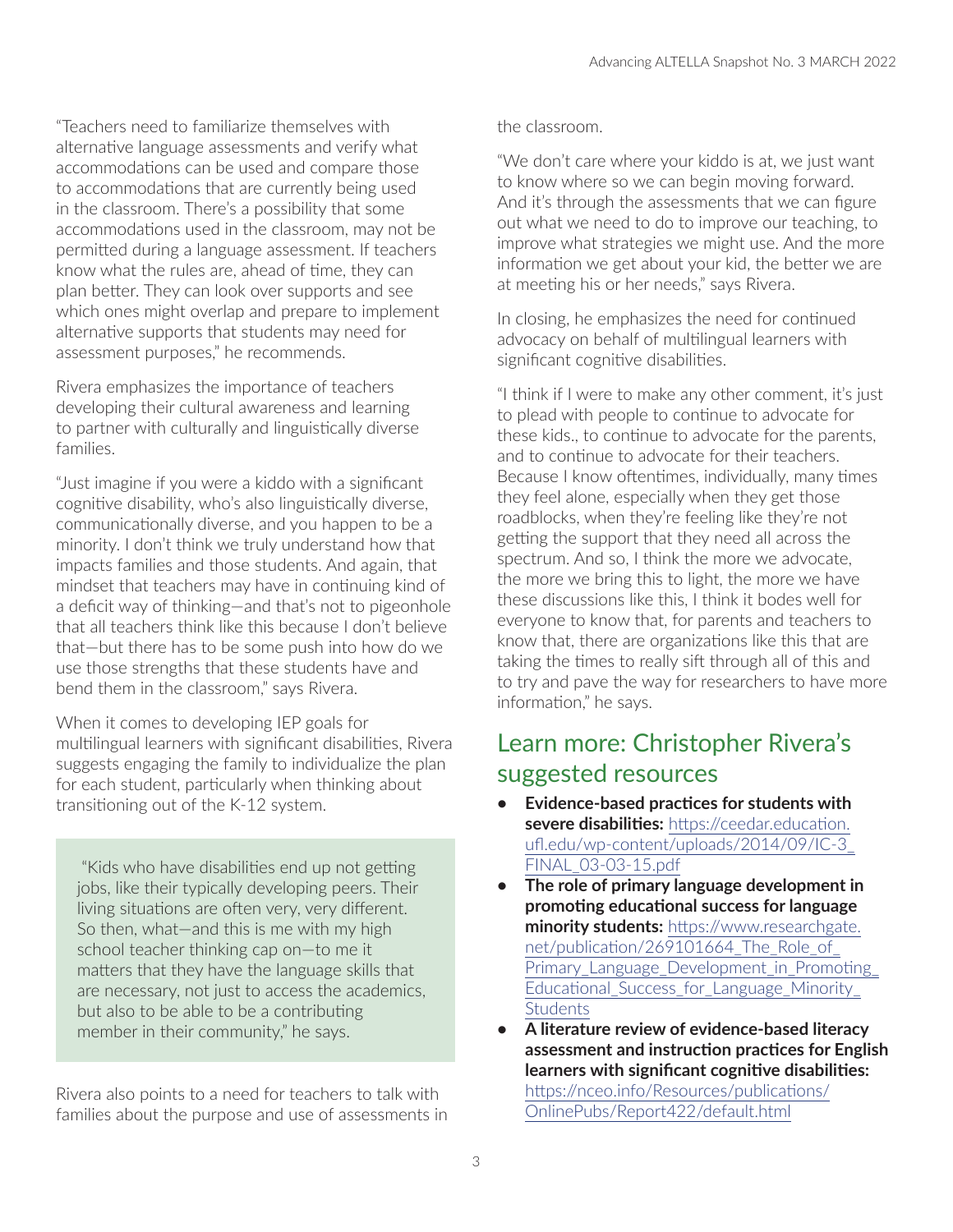"Teachers need to familiarize themselves with alternative language assessments and verify what accommodations can be used and compare those to accommodations that are currently being used in the classroom. There's a possibility that some accommodations used in the classroom, may not be permitted during a language assessment. If teachers know what the rules are, ahead of time, they can plan better. They can look over supports and see which ones might overlap and prepare to implement alternative supports that students may need for assessment purposes," he recommends.

Rivera emphasizes the importance of teachers developing their cultural awareness and learning to partner with culturally and linguistically diverse families.

"Just imagine if you were a kiddo with a significant cognitive disability, who's also linguistically diverse, communicationally diverse, and you happen to be a minority. I don't think we truly understand how that impacts families and those students. And again, that mindset that teachers may have in continuing kind of a deficit way of thinking—and that's not to pigeonhole that all teachers think like this because I don't believe that—but there has to be some push into how do we use those strengths that these students have and bend them in the classroom," says Rivera.

When it comes to developing IEP goals for multilingual learners with significant disabilities, Rivera suggests engaging the family to individualize the plan for each student, particularly when thinking about transitioning out of the K-12 system.

> "Kids who have disabilities end up not getting jobs, like their typically developing peers. Their living situations are often very, very different. So then, what—and this is me with my high school teacher thinking cap on—to me it matters that they have the language skills that are necessary, not just to access the academics, but also to be able to be a contributing member in their community," he says.

Rivera also points to a need for teachers to talk with families about the purpose and use of assessments in the classroom.

"We don't care where your kiddo is at, we just want to know where so we can begin moving forward. And it's through the assessments that we can figure out what we need to do to improve our teaching, to improve what strategies we might use. And the more information we get about your kid, the better we are at meeting his or her needs," says Rivera.

In closing, he emphasizes the need for continued advocacy on behalf of multilingual learners with significant cognitive disabilities.

"I think if I were to make any other comment, it's just to plead with people to continue to advocate for these kids., to continue to advocate for the parents, and to continue to advocate for their teachers. Because I know oftentimes, individually, many times they feel alone, especially when they get those roadblocks, when they're feeling like they're not getting the support that they need all across the spectrum. And so, I think the more we advocate, the more we bring this to light, the more we have these discussions like this, I think it bodes well for everyone to know that, for parents and teachers to know that, there are organizations like this that are taking the times to really sift through all of this and to try and pave the way for researchers to have more information," he says.

## Learn more: Christopher Rivera's suggested resources

- **Evidence-based practices for students with severe disabilities:** https://ceedar.education.ufl.edu/wp-content/uploads/2014/09/IC-3_FINAL_03-03-15.pdf
- **The role of primary language development in promoting educational success for language minority students:** https://www.researchgate.net/publication/269101664_The_Role_of_Primary_Language_Development_in_Promoting_Educational_Success_for_Language_Minority_Students
- **A literature review of evidence-based literacy assessment and instruction practices for English learners with significant cognitive disabilities:** https://nceo.info/Resources/publications/OnlinePubs/Report422/default.html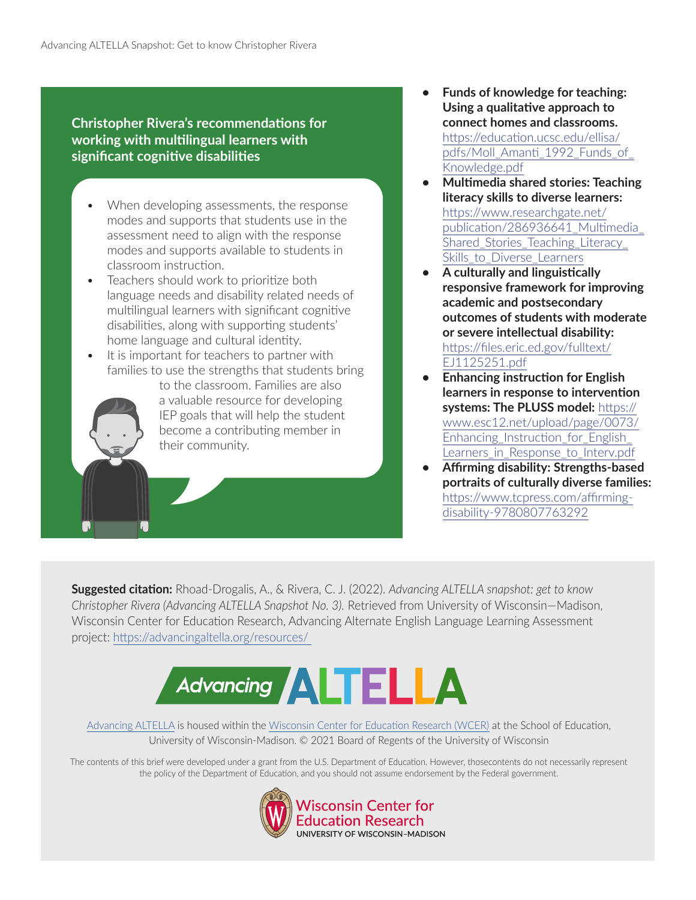### Christopher Rivera's recommendations for working with multilingual learners with significant cognitive disabilities

- When developing assessments, the response modes and supports that students use in the assessment need to align with the response modes and supports available to students in classroom instruction.
- Teachers should work to prioritize both language needs and disability related needs of multilingual learners with significant cognitive disabilities, along with supporting students' home language and cultural identity.
- It is important for teachers to partner with families to use the strengths that students bring to the classroom. Families are also a valuable resource for developing IEP goals that will help the student become a contributing member in their community.

- **Funds of knowledge for teaching: Using a qualitative approach to connect homes and classrooms.** https://education.ucsc.edu/ellisa/pdfs/Moll_Amanti_1992_Funds_of_Knowledge.pdf
- **Multimedia shared stories: Teaching literacy skills to diverse learners:** https://www.researchgate.net/publication/286936641_Multimedia_Shared_Stories_Teaching_Literacy_Skills_to_Diverse_Learners
- **A culturally and linguistically responsive framework for improving academic and postsecondary outcomes of students with moderate or severe intellectual disability:** https://files.eric.ed.gov/fulltext/EJ1125251.pdf
- **Enhancing instruction for English learners in response to intervention systems: The PLUSS model:** https://www.esc12.net/upload/page/0073/Enhancing_Instruction_for_English_Learners_in_Response_to_Interv.pdf
- **Affirming disability: Strengths-based portraits of culturally diverse families:** https://www.tcpress.com/affirming-disability-9780807763292

**Suggested citation:** Rhoad-Drogalis, A., & Rivera, C. J. (2022). *Advancing ALTELLA snapshot: get to know Christopher Rivera (Advancing ALTELLA Snapshot No. 3).* Retrieved from University of Wisconsin–Madison, Wisconsin Center for Education Research, Advancing Alternate English Language Learning Assessment project: https://advancingaltella.org/resources/

Advancing ALTELLA

Advancing ALTELLA is housed within the Wisconsin Center for Education Research (WCER) at the School of Education, University of Wisconsin-Madison. © 2021 Board of Regents of the University of Wisconsin

The contents of this brief were developed under a grant from the U.S. Department of Education. However, thosecontents do not necessarily represent the policy of the Department of Education, and you should not assume endorsement by the Federal government.

Wisconsin Center for Education Research
UNIVERSITY OF WISCONSIN–MADISON